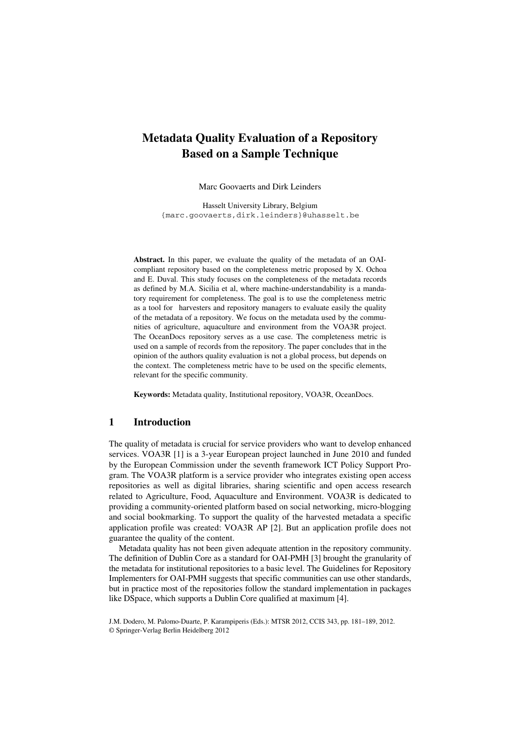# Metadata Quality Evaluation of a Repository Based on a Sample Technique

Marc Goovaerts and Dirk Leinders

Hasselt University Library, Belgium
{marc.goovaerts,dirk.leinders}@uhasselt.be

**Abstract.** In this paper, we evaluate the quality of the metadata of an OAI-compliant repository based on the completeness metric proposed by X. Ochoa and E. Duval. This study focuses on the completeness of the metadata records as defined by M.A. Sicilia et al, where machine-understandability is a mandatory requirement for completeness. The goal is to use the completeness metric as a tool for harvesters and repository managers to evaluate easily the quality of the metadata of a repository. We focus on the metadata used by the communities of agriculture, aquaculture and environment from the VOA3R project. The OceanDocs repository serves as a use case. The completeness metric is used on a sample of records from the repository. The paper concludes that in the opinion of the authors quality evaluation is not a global process, but depends on the context. The completeness metric have to be used on the specific elements, relevant for the specific community.

**Keywords:** Metadata quality, Institutional repository, VOA3R, OceanDocs.

## 1 Introduction

The quality of metadata is crucial for service providers who want to develop enhanced services. VOA3R [1] is a 3-year European project launched in June 2010 and funded by the European Commission under the seventh framework ICT Policy Support Program. The VOA3R platform is a service provider who integrates existing open access repositories as well as digital libraries, sharing scientific and open access research related to Agriculture, Food, Aquaculture and Environment. VOA3R is dedicated to providing a community-oriented platform based on social networking, micro-blogging and social bookmarking. To support the quality of the harvested metadata a specific application profile was created: VOA3R AP [2]. But an application profile does not guarantee the quality of the content.

Metadata quality has not been given adequate attention in the repository community. The definition of Dublin Core as a standard for OAI-PMH [3] brought the granularity of the metadata for institutional repositories to a basic level. The Guidelines for Repository Implementers for OAI-PMH suggests that specific communities can use other standards, but in practice most of the repositories follow the standard implementation in packages like DSpace, which supports a Dublin Core qualified at maximum [4].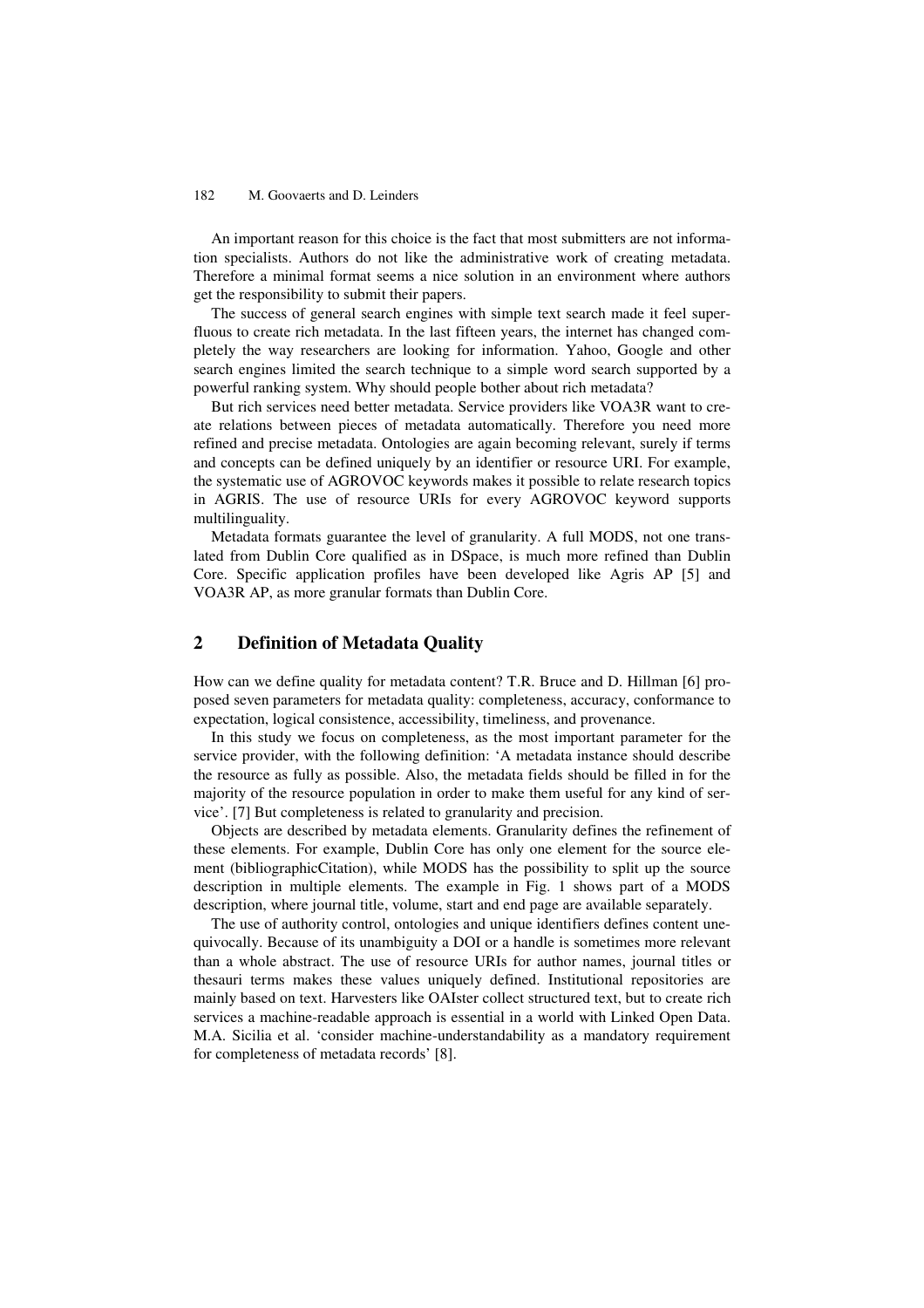An important reason for this choice is the fact that most submitters are not information specialists. Authors do not like the administrative work of creating metadata. Therefore a minimal format seems a nice solution in an environment where authors get the responsibility to submit their papers.

The success of general search engines with simple text search made it feel superfluous to create rich metadata. In the last fifteen years, the internet has changed completely the way researchers are looking for information. Yahoo, Google and other search engines limited the search technique to a simple word search supported by a powerful ranking system. Why should people bother about rich metadata?

But rich services need better metadata. Service providers like VOA3R want to create relations between pieces of metadata automatically. Therefore you need more refined and precise metadata. Ontologies are again becoming relevant, surely if terms and concepts can be defined uniquely by an identifier or resource URI. For example, the systematic use of AGROVOC keywords makes it possible to relate research topics in AGRIS. The use of resource URIs for every AGROVOC keyword supports multilinguality.

Metadata formats guarantee the level of granularity. A full MODS, not one translated from Dublin Core qualified as in DSpace, is much more refined than Dublin Core. Specific application profiles have been developed like Agris AP [5] and VOA3R AP, as more granular formats than Dublin Core.

## 2 Definition of Metadata Quality

How can we define quality for metadata content? T.R. Bruce and D. Hillman [6] proposed seven parameters for metadata quality: completeness, accuracy, conformance to expectation, logical consistence, accessibility, timeliness, and provenance.

In this study we focus on completeness, as the most important parameter for the service provider, with the following definition: 'A metadata instance should describe the resource as fully as possible. Also, the metadata fields should be filled in for the majority of the resource population in order to make them useful for any kind of service'. [7] But completeness is related to granularity and precision.

Objects are described by metadata elements. Granularity defines the refinement of these elements. For example, Dublin Core has only one element for the source element (bibliographicCitation), while MODS has the possibility to split up the source description in multiple elements. The example in Fig. 1 shows part of a MODS description, where journal title, volume, start and end page are available separately.

The use of authority control, ontologies and unique identifiers defines content unequivocally. Because of its unambiguity a DOI or a handle is sometimes more relevant than a whole abstract. The use of resource URIs for author names, journal titles or thesauri terms makes these values uniquely defined. Institutional repositories are mainly based on text. Harvesters like OAIster collect structured text, but to create rich services a machine-readable approach is essential in a world with Linked Open Data. M.A. Sicilia et al. 'consider machine-understandability as a mandatory requirement for completeness of metadata records' [8].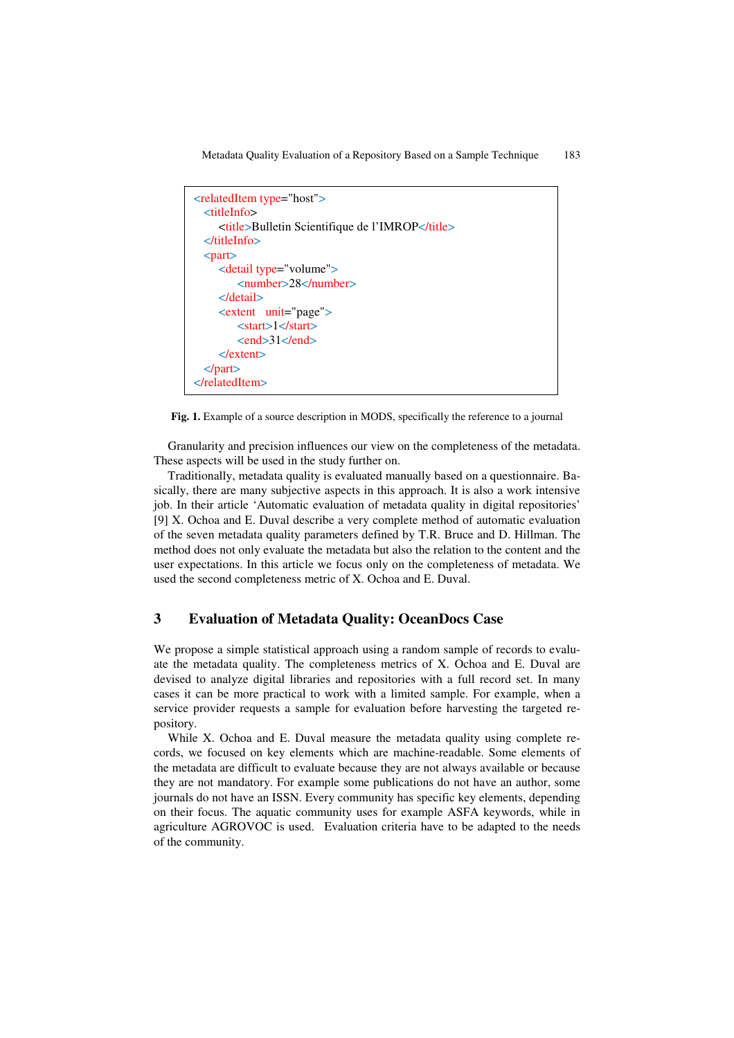```xml
<relatedItem type="host">
  <titleInfo>
     <title>Bulletin Scientifique de l'IMROP</title>
  </titleInfo>
  <part>
     <detail type="volume">
         <number>28</number>
     </detail>
     <extent   unit="page">
         <start>1</start>
         <end>31</end>
     </extent>
  </part>
</relatedItem>
```

**Fig. 1.** Example of a source description in MODS, specifically the reference to a journal

Granularity and precision influences our view on the completeness of the metadata. These aspects will be used in the study further on.

Traditionally, metadata quality is evaluated manually based on a questionnaire. Basically, there are many subjective aspects in this approach. It is also a work intensive job. In their article 'Automatic evaluation of metadata quality in digital repositories' [9] X. Ochoa and E. Duval describe a very complete method of automatic evaluation of the seven metadata quality parameters defined by T.R. Bruce and D. Hillman. The method does not only evaluate the metadata but also the relation to the content and the user expectations. In this article we focus only on the completeness of metadata. We used the second completeness metric of X. Ochoa and E. Duval.

## 3 Evaluation of Metadata Quality: OceanDocs Case

We propose a simple statistical approach using a random sample of records to evaluate the metadata quality. The completeness metrics of X. Ochoa and E. Duval are devised to analyze digital libraries and repositories with a full record set. In many cases it can be more practical to work with a limited sample. For example, when a service provider requests a sample for evaluation before harvesting the targeted repository.

While X. Ochoa and E. Duval measure the metadata quality using complete records, we focused on key elements which are machine-readable. Some elements of the metadata are difficult to evaluate because they are not always available or because they are not mandatory. For example some publications do not have an author, some journals do not have an ISSN. Every community has specific key elements, depending on their focus. The aquatic community uses for example ASFA keywords, while in agriculture AGROVOC is used. Evaluation criteria have to be adapted to the needs of the community.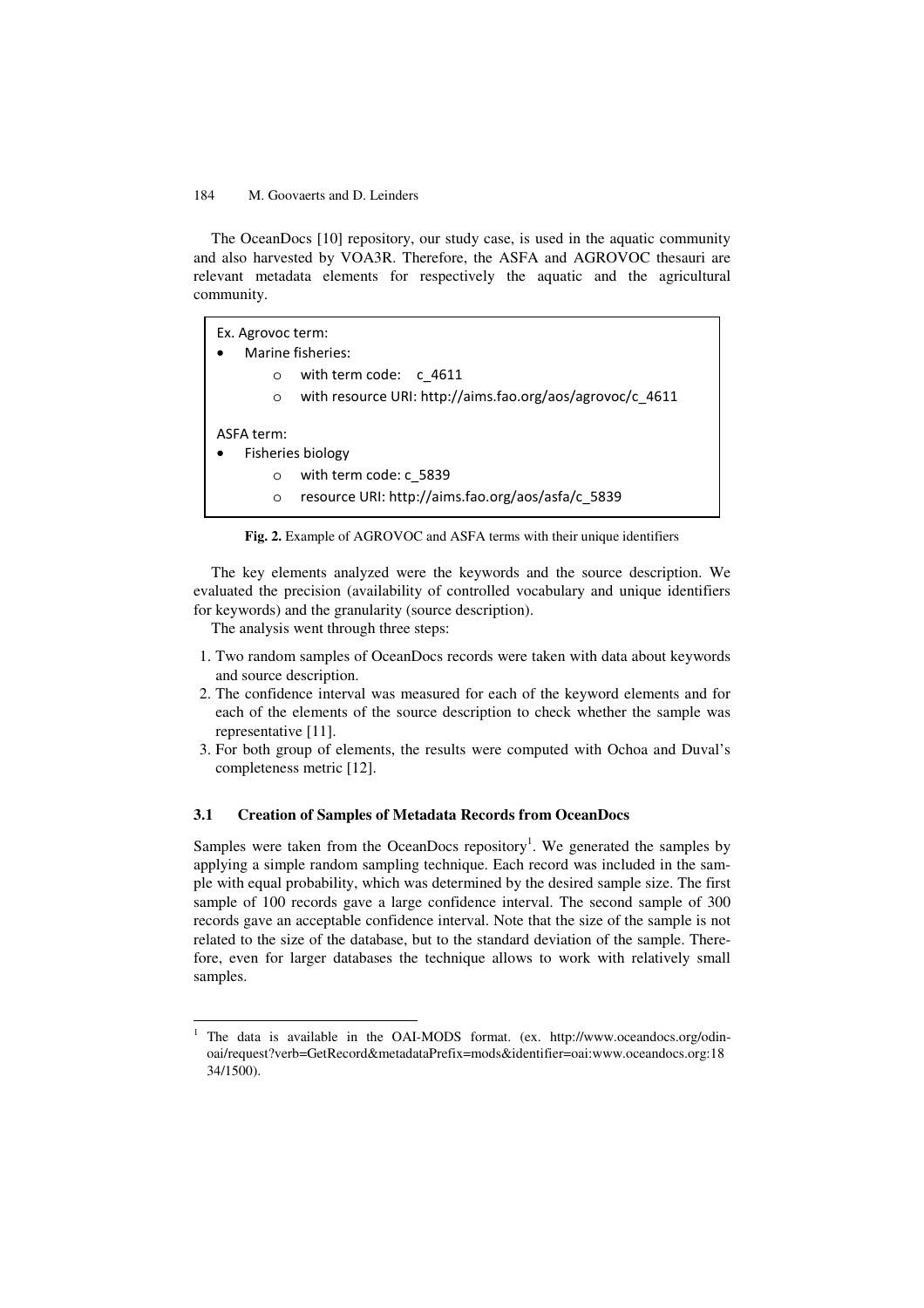The OceanDocs [10] repository, our study case, is used in the aquatic community and also harvested by VOA3R. Therefore, the ASFA and AGROVOC thesauri are relevant metadata elements for respectively the aquatic and the agricultural community.

```
Ex. Agrovoc term:
•   Marine fisheries:
        o   with term code:    c_4611
        o   with resource URI: http://aims.fao.org/aos/agrovoc/c_4611

ASFA term:
•   Fisheries biology
        o   with term code: c_5839
        o   resource URI: http://aims.fao.org/aos/asfa/c_5839
```

**Fig. 2.** Example of AGROVOC and ASFA terms with their unique identifiers

The key elements analyzed were the keywords and the source description. We evaluated the precision (availability of controlled vocabulary and unique identifiers for keywords) and the granularity (source description).

The analysis went through three steps:

1. Two random samples of OceanDocs records were taken with data about keywords and source description.
2. The confidence interval was measured for each of the keyword elements and for each of the elements of the source description to check whether the sample was representative [11].
3. For both group of elements, the results were computed with Ochoa and Duval's completeness metric [12].

### 3.1 Creation of Samples of Metadata Records from OceanDocs

Samples were taken from the OceanDocs repository[1]. We generated the samples by applying a simple random sampling technique. Each record was included in the sample with equal probability, which was determined by the desired sample size. The first sample of 100 records gave a large confidence interval. The second sample of 300 records gave an acceptable confidence interval. Note that the size of the sample is not related to the size of the database, but to the standard deviation of the sample. Therefore, even for larger databases the technique allows to work with relatively small samples.

[1] The data is available in the OAI-MODS format. (ex. http://www.oceandocs.org/odin-oai/request?verb=GetRecord&metadataPrefix=mods&identifier=oai:www.oceandocs.org:1834/1500).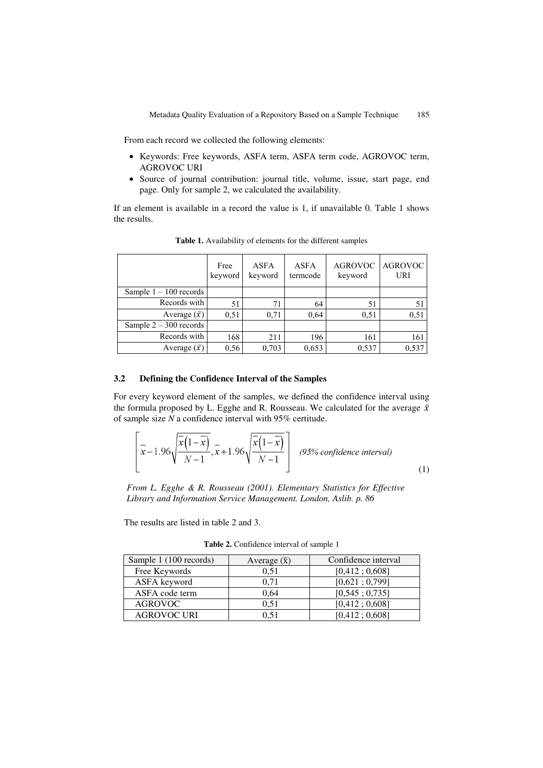From each record we collected the following elements:

- Keywords: Free keywords, ASFA term, ASFA term code, AGROVOC term, AGROVOC URI
- Source of journal contribution: journal title, volume, issue, start page, end page. Only for sample 2, we calculated the availability.

If an element is available in a record the value is 1, if unavailable 0. Table 1 shows the results.

**Table 1.** Availability of elements for the different samples

| | Free keyword | ASFA keyword | ASFA termcode | AGROVOC keyword | AGROVOC URI |
|---|---|---|---|---|---|
| Sample 1 – 100 records | | | | | |
| Records with | 51 | 71 | 64 | 51 | 51 |
| Average ($\bar{x}$) | 0,51 | 0,71 | 0,64 | 0,51 | 0,51 |
| Sample 2 – 300 records | | | | | |
| Records with | 168 | 211 | 196 | 161 | 161 |
| Average ($\bar{x}$) | 0,56 | 0,703 | 0,653 | 0,537 | 0,537 |

### 3.2 Defining the Confidence Interval of the Samples

For every keyword element of the samples, we defined the confidence interval using the formula proposed by L. Egghe and R. Rousseau. We calculated for the average $\bar{x}$ of sample size *N* a confidence interval with 95% certitude.

$$\left[ \bar{x} - 1.96\sqrt{\frac{\bar{x}(1-\bar{x})}{N-1}}, \bar{x} + 1.96\sqrt{\frac{\bar{x}(1-\bar{x})}{N-1}} \right] \quad \textit{(95\% confidence interval)} \tag{1}$$

*From L. Egghe & R. Rousseau (2001). Elementary Statistics for Effective Library and Information Service Management. London, Aslib. p. 86*

The results are listed in table 2 and 3.

**Table 2.** Confidence interval of sample 1

| Sample 1 (100 records) | Average ($\bar{x}$) | Confidence interval |
|---|---|---|
| Free Keywords | 0,51 | [0,412 ; 0,608] |
| ASFA keyword | 0,71 | [0,621 ; 0,799] |
| ASFA code term | 0,64 | [0,545 ; 0,735] |
| AGROVOC | 0,51 | [0,412 ; 0,608] |
| AGROVOC URI | 0,51 | [0,412 ; 0,608] |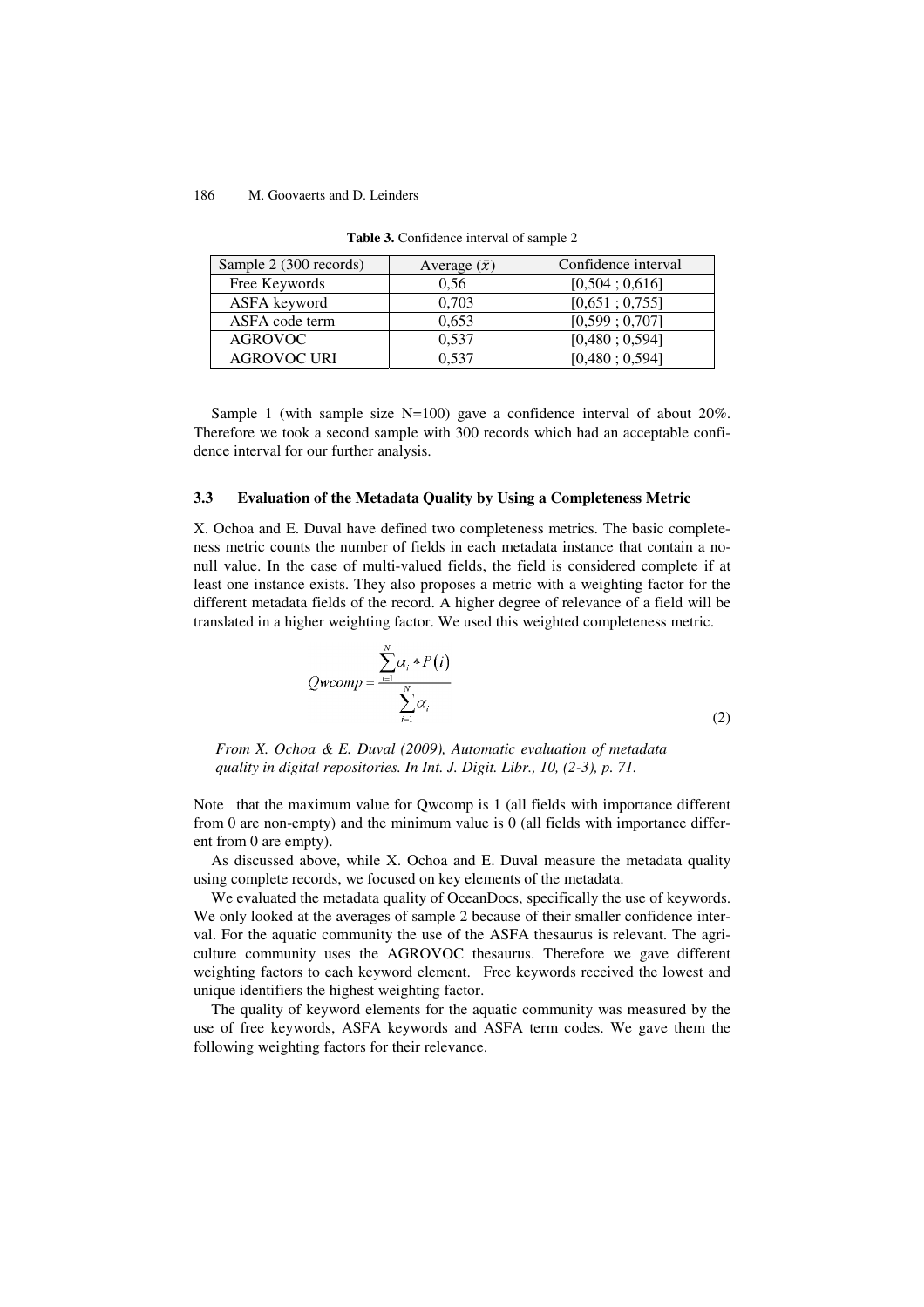**Table 3.** Confidence interval of sample 2

| Sample 2 (300 records) | Average ($\bar{x}$) | Confidence interval |
|---|---|---|
| Free Keywords | 0,56 | [0,504 ; 0,616] |
| ASFA keyword | 0,703 | [0,651 ; 0,755] |
| ASFA code term | 0,653 | [0,599 ; 0,707] |
| AGROVOC | 0,537 | [0,480 ; 0,594] |
| AGROVOC URI | 0,537 | [0,480 ; 0,594] |

Sample 1 (with sample size N=100) gave a confidence interval of about 20%. Therefore we took a second sample with 300 records which had an acceptable confidence interval for our further analysis.

### 3.3 Evaluation of the Metadata Quality by Using a Completeness Metric

X. Ochoa and E. Duval have defined two completeness metrics. The basic completeness metric counts the number of fields in each metadata instance that contain a no-null value. In the case of multi-valued fields, the field is considered complete if at least one instance exists. They also proposes a metric with a weighting factor for the different metadata fields of the record. A higher degree of relevance of a field will be translated in a higher weighting factor. We used this weighted completeness metric.

$$Qwcomp = \frac{\sum_{i=1}^{N} \alpha_i * P(i)}{\sum_{i=1}^{N} \alpha_i} \quad (2)$$

*From X. Ochoa & E. Duval (2009), Automatic evaluation of metadata quality in digital repositories. In Int. J. Digit. Libr., 10, (2-3), p. 71.*

Note that the maximum value for Qwcomp is 1 (all fields with importance different from 0 are non-empty) and the minimum value is 0 (all fields with importance different from 0 are empty).

As discussed above, while X. Ochoa and E. Duval measure the metadata quality using complete records, we focused on key elements of the metadata.

We evaluated the metadata quality of OceanDocs, specifically the use of keywords. We only looked at the averages of sample 2 because of their smaller confidence interval. For the aquatic community the use of the ASFA thesaurus is relevant. The agriculture community uses the AGROVOC thesaurus. Therefore we gave different weighting factors to each keyword element. Free keywords received the lowest and unique identifiers the highest weighting factor.

The quality of keyword elements for the aquatic community was measured by the use of free keywords, ASFA keywords and ASFA term codes. We gave them the following weighting factors for their relevance.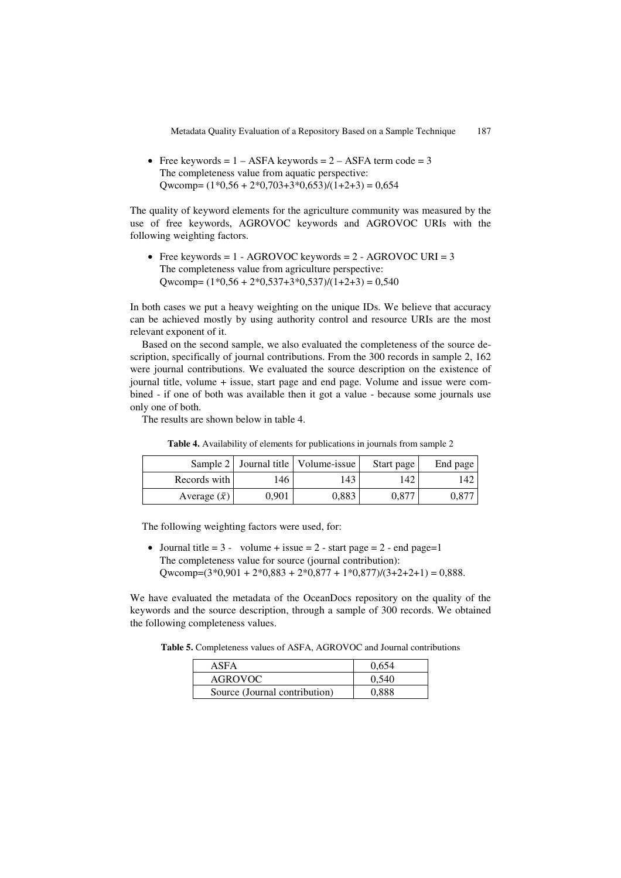- Free keywords = 1 – ASFA keywords = 2 – ASFA term code = 3
  The completeness value from aquatic perspective:
  Qwcomp= (1*0,56 + 2*0,703+3*0,653)/(1+2+3) = 0,654

The quality of keyword elements for the agriculture community was measured by the use of free keywords, AGROVOC keywords and AGROVOC URIs with the following weighting factors.

- Free keywords = 1 - AGROVOC keywords = 2 - AGROVOC URI = 3
  The completeness value from agriculture perspective:
  Qwcomp= (1*0,56 + 2*0,537+3*0,537)/(1+2+3) = 0,540

In both cases we put a heavy weighting on the unique IDs. We believe that accuracy can be achieved mostly by using authority control and resource URIs are the most relevant exponent of it.

Based on the second sample, we also evaluated the completeness of the source description, specifically of journal contributions. From the 300 records in sample 2, 162 were journal contributions. We evaluated the source description on the existence of journal title, volume + issue, start page and end page. Volume and issue were combined - if one of both was available then it got a value - because some journals use only one of both.

The results are shown below in table 4.

**Table 4.** Availability of elements for publications in journals from sample 2

| Sample 2 | Journal title | Volume-issue | Start page | End page |
|---|---|---|---|---|
| Records with | 146 | 143 | 142 | 142 |
| Average ($\bar{x}$) | 0,901 | 0,883 | 0,877 | 0,877 |

The following weighting factors were used, for:

- Journal title = 3 - volume + issue = 2 - start page = 2 - end page=1
  The completeness value for source (journal contribution):
  Qwcomp=(3*0,901 + 2*0,883 + 2*0,877 + 1*0,877)/(3+2+2+1) = 0,888.

We have evaluated the metadata of the OceanDocs repository on the quality of the keywords and the source description, through a sample of 300 records. We obtained the following completeness values.

**Table 5.** Completeness values of ASFA, AGROVOC and Journal contributions

| | |
|---|---|
| ASFA | 0,654 |
| AGROVOC | 0,540 |
| Source (Journal contribution) | 0,888 |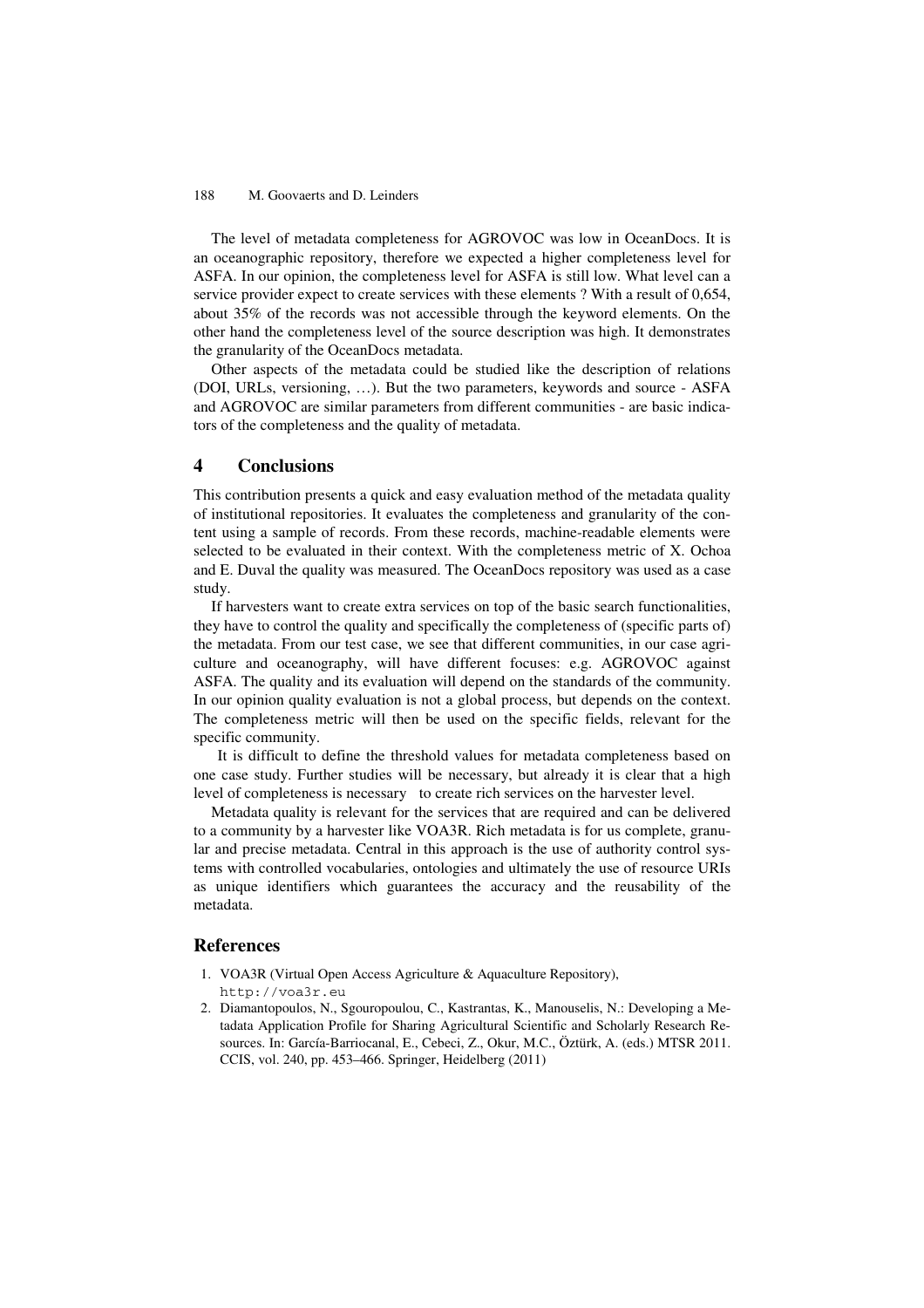The level of metadata completeness for AGROVOC was low in OceanDocs. It is an oceanographic repository, therefore we expected a higher completeness level for ASFA. In our opinion, the completeness level for ASFA is still low. What level can a service provider expect to create services with these elements ? With a result of 0,654, about 35% of the records was not accessible through the keyword elements. On the other hand the completeness level of the source description was high. It demonstrates the granularity of the OceanDocs metadata.

Other aspects of the metadata could be studied like the description of relations (DOI, URLs, versioning, …). But the two parameters, keywords and source - ASFA and AGROVOC are similar parameters from different communities - are basic indicators of the completeness and the quality of metadata.

## 4 Conclusions

This contribution presents a quick and easy evaluation method of the metadata quality of institutional repositories. It evaluates the completeness and granularity of the content using a sample of records. From these records, machine-readable elements were selected to be evaluated in their context. With the completeness metric of X. Ochoa and E. Duval the quality was measured. The OceanDocs repository was used as a case study.

If harvesters want to create extra services on top of the basic search functionalities, they have to control the quality and specifically the completeness of (specific parts of) the metadata. From our test case, we see that different communities, in our case agriculture and oceanography, will have different focuses: e.g. AGROVOC against ASFA. The quality and its evaluation will depend on the standards of the community. In our opinion quality evaluation is not a global process, but depends on the context. The completeness metric will then be used on the specific fields, relevant for the specific community.

It is difficult to define the threshold values for metadata completeness based on one case study. Further studies will be necessary, but already it is clear that a high level of completeness is necessary to create rich services on the harvester level.

Metadata quality is relevant for the services that are required and can be delivered to a community by a harvester like VOA3R. Rich metadata is for us complete, granular and precise metadata. Central in this approach is the use of authority control systems with controlled vocabularies, ontologies and ultimately the use of resource URIs as unique identifiers which guarantees the accuracy and the reusability of the metadata.

## References

1. VOA3R (Virtual Open Access Agriculture & Aquaculture Repository), http://voa3r.eu
2. Diamantopoulos, N., Sgouropoulou, C., Kastrantas, K., Manouselis, N.: Developing a Metadata Application Profile for Sharing Agricultural Scientific and Scholarly Research Resources. In: García-Barriocanal, E., Cebeci, Z., Okur, M.C., Öztürk, A. (eds.) MTSR 2011. CCIS, vol. 240, pp. 453–466. Springer, Heidelberg (2011)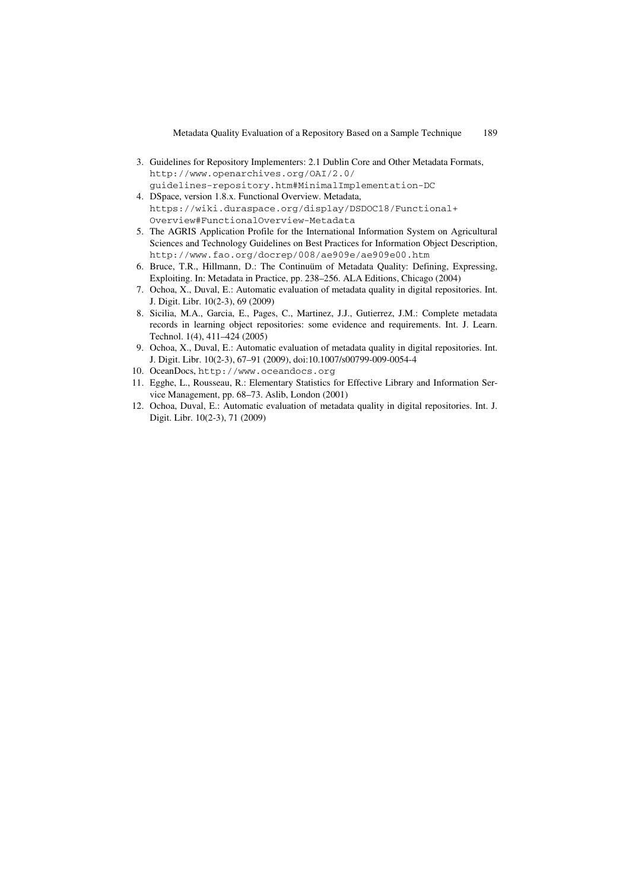3. Guidelines for Repository Implementers: 2.1 Dublin Core and Other Metadata Formats, http://www.openarchives.org/OAI/2.0/guidelines-repository.htm#MinimalImplementation-DC
4. DSpace, version 1.8.x. Functional Overview. Metadata, https://wiki.duraspace.org/display/DSDOC18/Functional+Overview#FunctionalOverview-Metadata
5. The AGRIS Application Profile for the International Information System on Agricultural Sciences and Technology Guidelines on Best Practices for Information Object Description, http://www.fao.org/docrep/008/ae909e/ae909e00.htm
6. Bruce, T.R., Hillmann, D.: The Continuüm of Metadata Quality: Defining, Expressing, Exploiting. In: Metadata in Practice, pp. 238–256. ALA Editions, Chicago (2004)
7. Ochoa, X., Duval, E.: Automatic evaluation of metadata quality in digital repositories. Int. J. Digit. Libr. 10(2-3), 69 (2009)
8. Sicilia, M.A., Garcia, E., Pages, C., Martinez, J.J., Gutierrez, J.M.: Complete metadata records in learning object repositories: some evidence and requirements. Int. J. Learn. Technol. 1(4), 411–424 (2005)
9. Ochoa, X., Duval, E.: Automatic evaluation of metadata quality in digital repositories. Int. J. Digit. Libr. 10(2-3), 67–91 (2009), doi:10.1007/s00799-009-0054-4
10. OceanDocs, http://www.oceandocs.org
11. Egghe, L., Rousseau, R.: Elementary Statistics for Effective Library and Information Service Management, pp. 68–73. Aslib, London (2001)
12. Ochoa, Duval, E.: Automatic evaluation of metadata quality in digital repositories. Int. J. Digit. Libr. 10(2-3), 71 (2009)